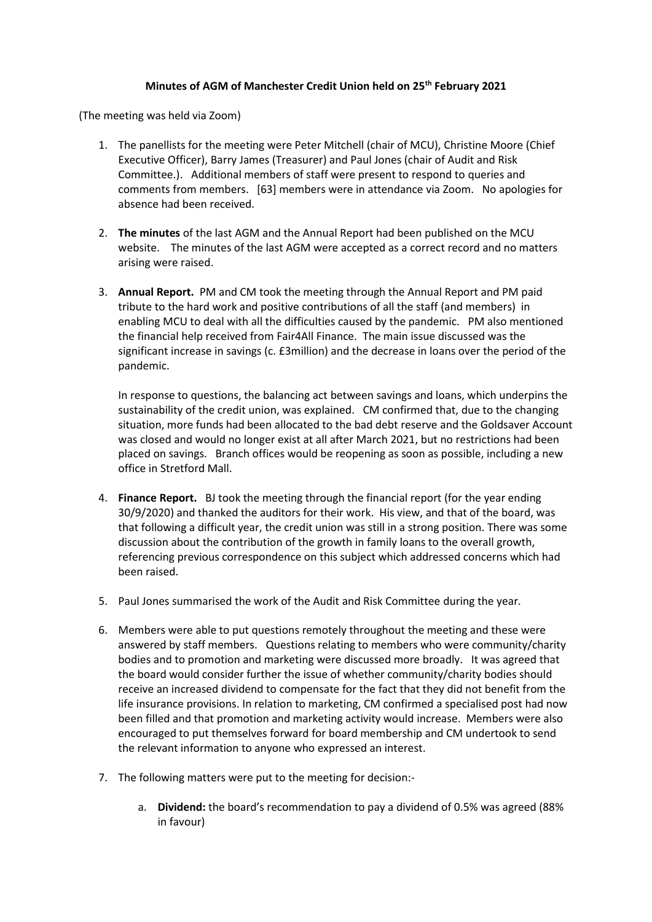# Minutes of AGM of Manchester Credit Union held on 25th February 2021

(The meeting was held via Zoom)

1. The panellists for the meeting were Peter Mitchell (chair of MCU), Christine Moore (Chief Executive Officer), Barry James (Treasurer) and Paul Jones (chair of Audit and Risk Committee.). Additional members of staff were present to respond to queries and comments from members. [63] members were in attendance via Zoom. No apologies for absence had been received.

2. **The minutes** of the last AGM and the Annual Report had been published on the MCU website. The minutes of the last AGM were accepted as a correct record and no matters arising were raised.

3. **Annual Report.** PM and CM took the meeting through the Annual Report and PM paid tribute to the hard work and positive contributions of all the staff (and members) in enabling MCU to deal with all the difficulties caused by the pandemic. PM also mentioned the financial help received from Fair4All Finance. The main issue discussed was the significant increase in savings (c. £3million) and the decrease in loans over the period of the pandemic.

   In response to questions, the balancing act between savings and loans, which underpins the sustainability of the credit union, was explained. CM confirmed that, due to the changing situation, more funds had been allocated to the bad debt reserve and the Goldsaver Account was closed and would no longer exist at all after March 2021, but no restrictions had been placed on savings. Branch offices would be reopening as soon as possible, including a new office in Stretford Mall.

4. **Finance Report.** BJ took the meeting through the financial report (for the year ending 30/9/2020) and thanked the auditors for their work. His view, and that of the board, was that following a difficult year, the credit union was still in a strong position. There was some discussion about the contribution of the growth in family loans to the overall growth, referencing previous correspondence on this subject which addressed concerns which had been raised.

5. Paul Jones summarised the work of the Audit and Risk Committee during the year.

6. Members were able to put questions remotely throughout the meeting and these were answered by staff members. Questions relating to members who were community/charity bodies and to promotion and marketing were discussed more broadly. It was agreed that the board would consider further the issue of whether community/charity bodies should receive an increased dividend to compensate for the fact that they did not benefit from the life insurance provisions. In relation to marketing, CM confirmed a specialised post had now been filled and that promotion and marketing activity would increase. Members were also encouraged to put themselves forward for board membership and CM undertook to send the relevant information to anyone who expressed an interest.

7. The following matters were put to the meeting for decision:-

   a. **Dividend:** the board's recommendation to pay a dividend of 0.5% was agreed (88% in favour)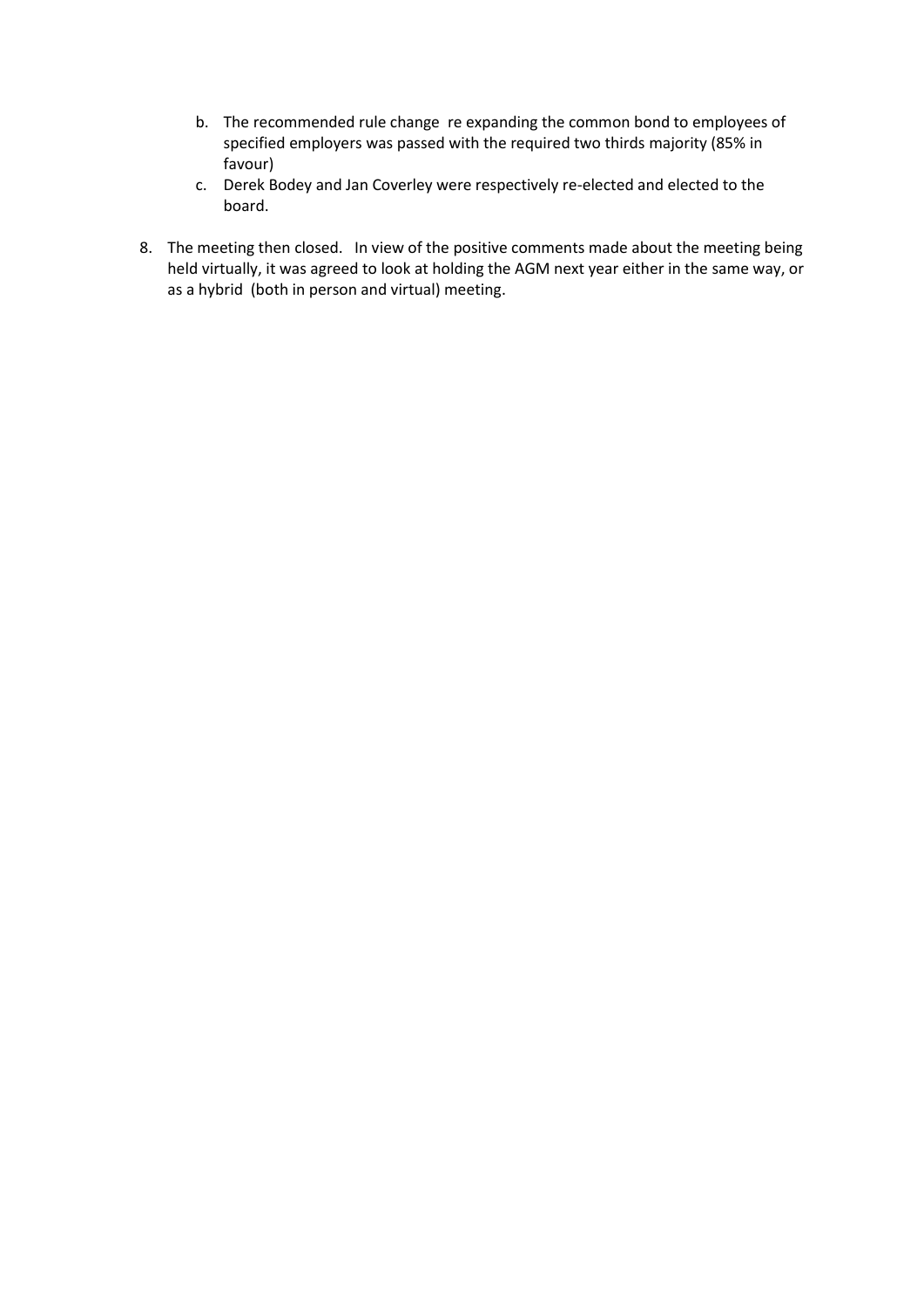b. The recommended rule change re expanding the common bond to employees of specified employers was passed with the required two thirds majority (85% in favour)
   c. Derek Bodey and Jan Coverley were respectively re-elected and elected to the board.

8. The meeting then closed. In view of the positive comments made about the meeting being held virtually, it was agreed to look at holding the AGM next year either in the same way, or as a hybrid (both in person and virtual) meeting.